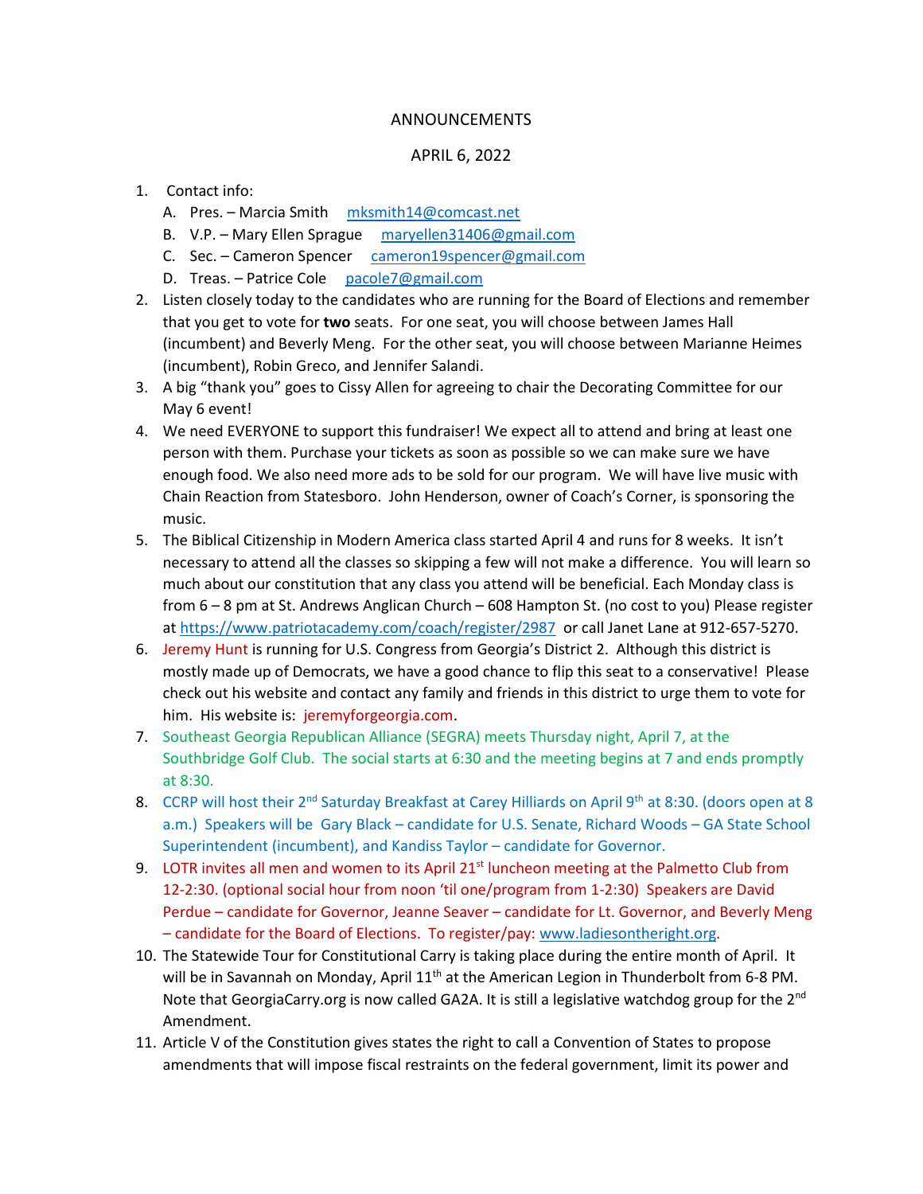# ANNOUNCEMENTS

## APRIL 6, 2022

1. Contact info:
   A. Pres. – Marcia Smith mksmith14@comcast.net
   B. V.P. – Mary Ellen Sprague maryellen31406@gmail.com
   C. Sec. – Cameron Spencer cameron19spencer@gmail.com
   D. Treas. – Patrice Cole pacole7@gmail.com
2. Listen closely today to the candidates who are running for the Board of Elections and remember that you get to vote for **two** seats. For one seat, you will choose between James Hall (incumbent) and Beverly Meng. For the other seat, you will choose between Marianne Heimes (incumbent), Robin Greco, and Jennifer Salandi.
3. A big "thank you" goes to Cissy Allen for agreeing to chair the Decorating Committee for our May 6 event!
4. We need EVERYONE to support this fundraiser! We expect all to attend and bring at least one person with them. Purchase your tickets as soon as possible so we can make sure we have enough food. We also need more ads to be sold for our program. We will have live music with Chain Reaction from Statesboro. John Henderson, owner of Coach's Corner, is sponsoring the music.
5. The Biblical Citizenship in Modern America class started April 4 and runs for 8 weeks. It isn't necessary to attend all the classes so skipping a few will not make a difference. You will learn so much about our constitution that any class you attend will be beneficial. Each Monday class is from 6 – 8 pm at St. Andrews Anglican Church – 608 Hampton St. (no cost to you) Please register at https://www.patriotacademy.com/coach/register/2987 or call Janet Lane at 912-657-5270.
6. Jeremy Hunt is running for U.S. Congress from Georgia's District 2. Although this district is mostly made up of Democrats, we have a good chance to flip this seat to a conservative! Please check out his website and contact any family and friends in this district to urge them to vote for him. His website is: jeremyforgeorgia.com.
7. Southeast Georgia Republican Alliance (SEGRA) meets Thursday night, April 7, at the Southbridge Golf Club. The social starts at 6:30 and the meeting begins at 7 and ends promptly at 8:30.
8. CCRP will host their 2nd Saturday Breakfast at Carey Hilliards on April 9th at 8:30. (doors open at 8 a.m.) Speakers will be Gary Black – candidate for U.S. Senate, Richard Woods – GA State School Superintendent (incumbent), and Kandiss Taylor – candidate for Governor.
9. LOTR invites all men and women to its April 21st luncheon meeting at the Palmetto Club from 12-2:30. (optional social hour from noon 'til one/program from 1-2:30) Speakers are David Perdue – candidate for Governor, Jeanne Seaver – candidate for Lt. Governor, and Beverly Meng – candidate for the Board of Elections. To register/pay: www.ladiesontheright.org.
10. The Statewide Tour for Constitutional Carry is taking place during the entire month of April. It will be in Savannah on Monday, April 11th at the American Legion in Thunderbolt from 6-8 PM. Note that GeorgiaCarry.org is now called GA2A. It is still a legislative watchdog group for the 2nd Amendment.
11. Article V of the Constitution gives states the right to call a Convention of States to propose amendments that will impose fiscal restraints on the federal government, limit its power and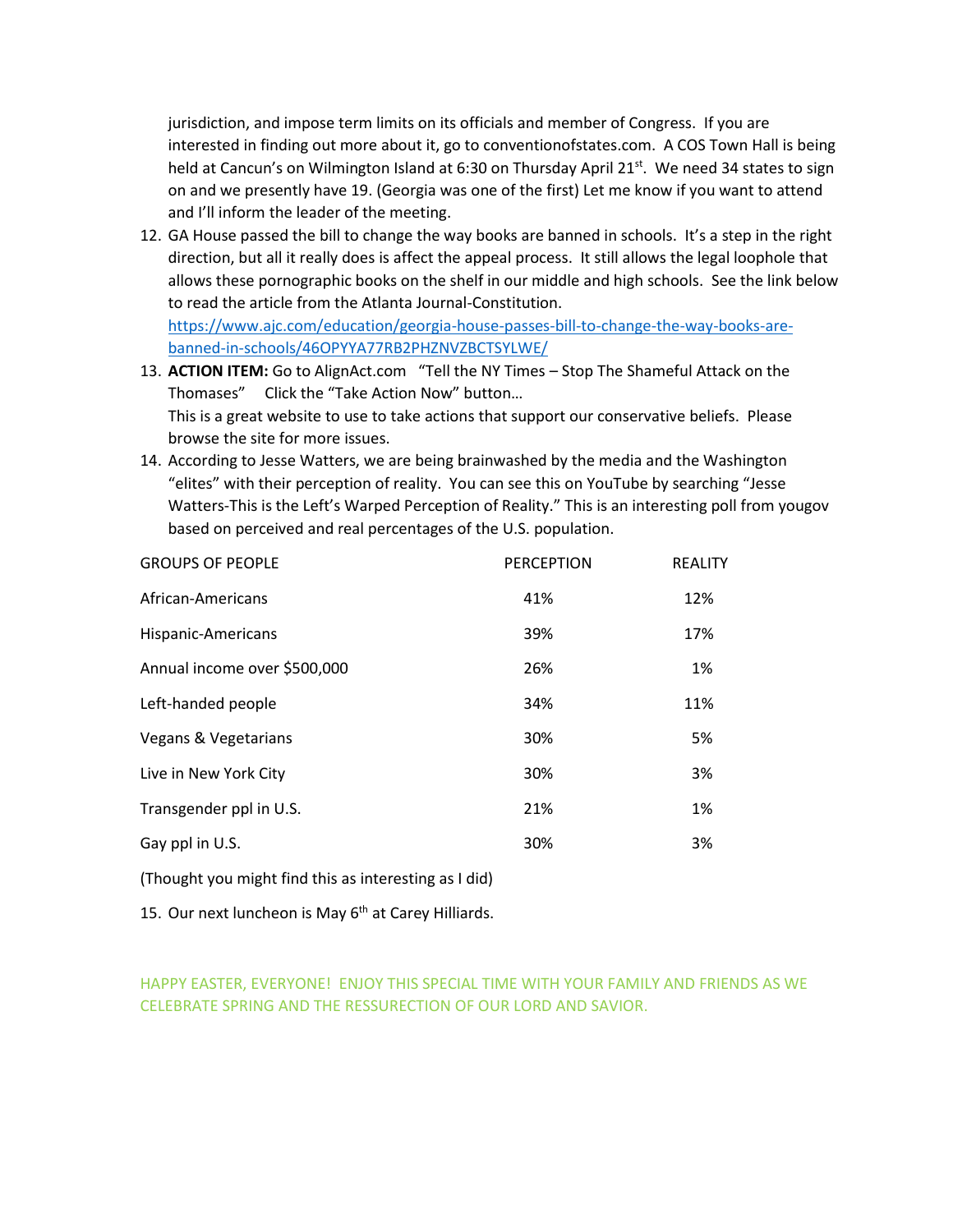jurisdiction, and impose term limits on its officials and member of Congress. If you are interested in finding out more about it, go to conventionofstates.com. A COS Town Hall is being held at Cancun's on Wilmington Island at 6:30 on Thursday April 21st. We need 34 states to sign on and we presently have 19. (Georgia was one of the first) Let me know if you want to attend and I'll inform the leader of the meeting.

12. GA House passed the bill to change the way books are banned in schools. It's a step in the right direction, but all it really does is affect the appeal process. It still allows the legal loophole that allows these pornographic books on the shelf in our middle and high schools. See the link below to read the article from the Atlanta Journal-Constitution.
    https://www.ajc.com/education/georgia-house-passes-bill-to-change-the-way-books-are-banned-in-schools/46OPYYA77RB2PHZNVZBCTSYLWE/
13. **ACTION ITEM:** Go to AlignAct.com "Tell the NY Times – Stop The Shameful Attack on the Thomases" Click the "Take Action Now" button…
    This is a great website to use to take actions that support our conservative beliefs. Please browse the site for more issues.
14. According to Jesse Watters, we are being brainwashed by the media and the Washington "elites" with their perception of reality. You can see this on YouTube by searching "Jesse Watters-This is the Left's Warped Perception of Reality." This is an interesting poll from yougov based on perceived and real percentages of the U.S. population.

| GROUPS OF PEOPLE | PERCEPTION | REALITY |
| --- | --- | --- |
| African-Americans | 41% | 12% |
| Hispanic-Americans | 39% | 17% |
| Annual income over $500,000 | 26% | 1% |
| Left-handed people | 34% | 11% |
| Vegans & Vegetarians | 30% | 5% |
| Live in New York City | 30% | 3% |
| Transgender ppl in U.S. | 21% | 1% |
| Gay ppl in U.S. | 30% | 3% |

(Thought you might find this as interesting as I did)

15. Our next luncheon is May 6th at Carey Hilliards.

HAPPY EASTER, EVERYONE! ENJOY THIS SPECIAL TIME WITH YOUR FAMILY AND FRIENDS AS WE CELEBRATE SPRING AND THE RESSURECTION OF OUR LORD AND SAVIOR.